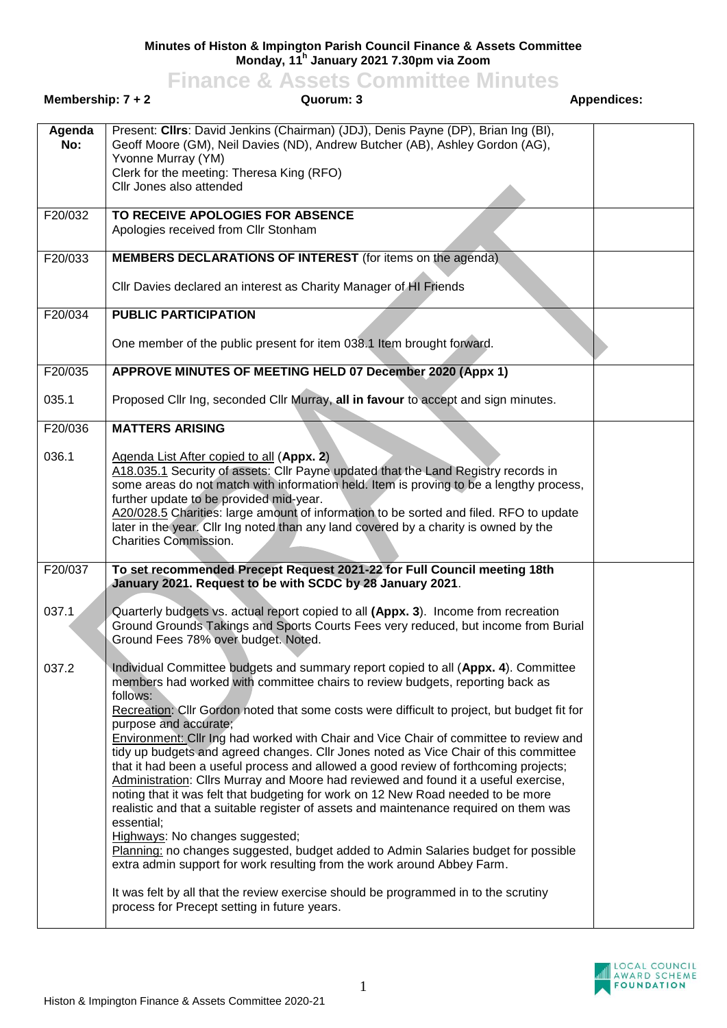**Minutes of Histon & Impington Parish Council Finance & Assets Committee**
**Monday, 11h January 2021 7.30pm via Zoom**

# Finance & Assets Committee Minutes

**Membership: 7 + 2** | **Quorum: 3** | **Appendices:**

| Agenda No: | | |
|---|---|---|
| | Present: **Cllrs**: David Jenkins (Chairman) (JDJ), Denis Payne (DP), Brian Ing (BI), Geoff Moore (GM), Neil Davies (ND), Andrew Butcher (AB), Ashley Gordon (AG), Yvonne Murray (YM)<br>Clerk for the meeting: Theresa King (RFO)<br>Cllr Jones also attended | |
| F20/032 | **TO RECEIVE APOLOGIES FOR ABSENCE**<br>Apologies received from Cllr Stonham | |
| F20/033 | **MEMBERS DECLARATIONS OF INTEREST** (for items on the agenda)<br><br>Cllr Davies declared an interest as Charity Manager of HI Friends | |
| F20/034 | **PUBLIC PARTICIPATION**<br><br>One member of the public present for item 038.1 Item brought forward. | |
| F20/035 | **APPROVE MINUTES OF MEETING HELD 07 December 2020 (Appx 1)** | |
| 035.1 | Proposed Cllr Ing, seconded Cllr Murray, **all in favour** to accept and sign minutes. | |
| F20/036 | **MATTERS ARISING** | |
| 036.1 | Agenda List After copied to all (**Appx. 2**)<br>A18.035.1 Security of assets: Cllr Payne updated that the Land Registry records in some areas do not match with information held. Item is proving to be a lengthy process, further update to be provided mid-year.<br>A20/028.5 Charities: large amount of information to be sorted and filed. RFO to update later in the year. Cllr Ing noted than any land covered by a charity is owned by the Charities Commission. | |
| F20/037 | **To set recommended Precept Request 2021-22 for Full Council meeting 18th January 2021. Request to be with SCDC by 28 January 2021**. | |
| 037.1 | Quarterly budgets vs. actual report copied to all **(Appx. 3)**. Income from recreation Ground Grounds Takings and Sports Courts Fees very reduced, but income from Burial Ground Fees 78% over budget. Noted. | |
| 037.2 | Individual Committee budgets and summary report copied to all (**Appx. 4**). Committee members had worked with committee chairs to review budgets, reporting back as follows:<br>Recreation: Cllr Gordon noted that some costs were difficult to project, but budget fit for purpose and accurate;<br>Environment: Cllr Ing had worked with Chair and Vice Chair of committee to review and tidy up budgets and agreed changes. Cllr Jones noted as Vice Chair of this committee that it had been a useful process and allowed a good review of forthcoming projects;<br>Administration: Cllrs Murray and Moore had reviewed and found it a useful exercise, noting that it was felt that budgeting for work on 12 New Road needed to be more realistic and that a suitable register of assets and maintenance required on them was essential;<br>Highways: No changes suggested;<br>Planning: no changes suggested, budget added to Admin Salaries budget for possible extra admin support for work resulting from the work around Abbey Farm.<br><br>It was felt by all that the review exercise should be programmed in to the scrutiny process for Precept setting in future years. | |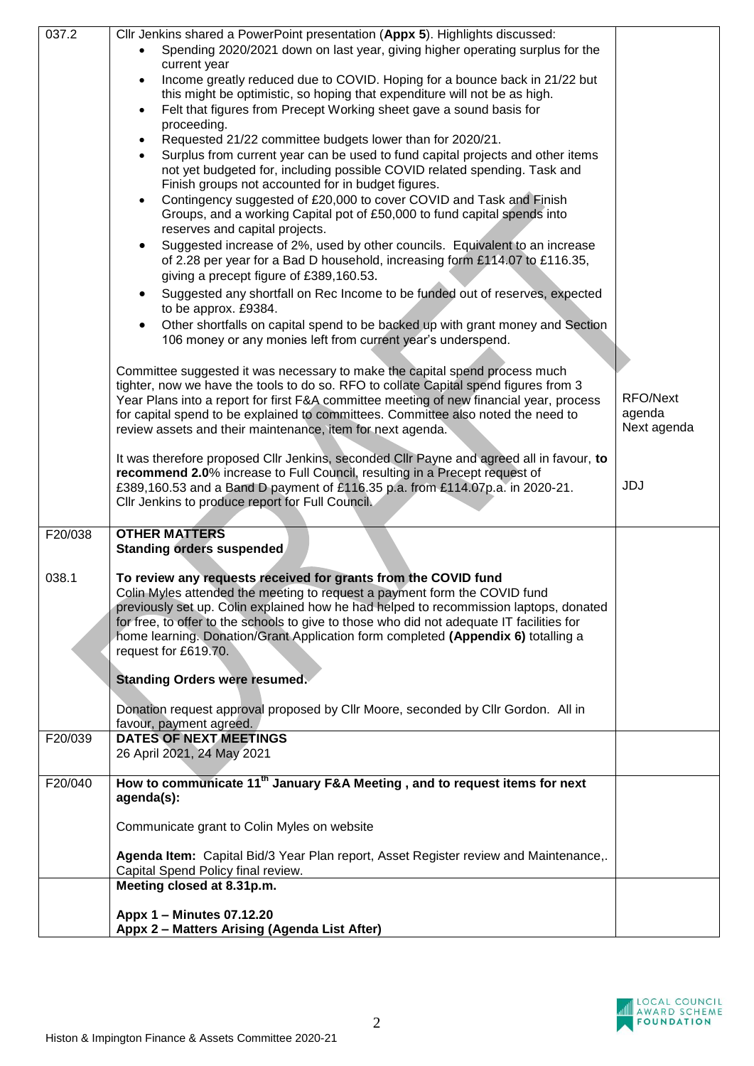| | | |
|---|---|---|
| 037.2 | Cllr Jenkins shared a PowerPoint presentation (**Appx 5**). Highlights discussed:<br>• Spending 2020/2021 down on last year, giving higher operating surplus for the current year<br>• Income greatly reduced due to COVID. Hoping for a bounce back in 21/22 but this might be optimistic, so hoping that expenditure will not be as high.<br>• Felt that figures from Precept Working sheet gave a sound basis for proceeding.<br>• Requested 21/22 committee budgets lower than for 2020/21.<br>• Surplus from current year can be used to fund capital projects and other items not yet budgeted for, including possible COVID related spending. Task and Finish groups not accounted for in budget figures.<br>• Contingency suggested of £20,000 to cover COVID and Task and Finish Groups, and a working Capital pot of £50,000 to fund capital spends into reserves and capital projects.<br>• Suggested increase of 2%, used by other councils. Equivalent to an increase of 2.28 per year for a Bad D household, increasing form £114.07 to £116.35, giving a precept figure of £389,160.53.<br>• Suggested any shortfall on Rec Income to be funded out of reserves, expected to be approx. £9384.<br>• Other shortfalls on capital spend to be backed up with grant money and Section 106 money or any monies left from current year's underspend.<br><br>Committee suggested it was necessary to make the capital spend process much tighter, now we have the tools to do so. RFO to collate Capital spend figures from 3 Year Plans into a report for first F&A committee meeting of new financial year, process for capital spend to be explained to committees. Committee also noted the need to review assets and their maintenance, item for next agenda.<br><br>It was therefore proposed Cllr Jenkins, seconded Cllr Payne and agreed all in favour, **to recommend 2.0**% increase to Full Council, resulting in a Precept request of £389,160.53 and a Band D payment of £116.35 p.a. from £114.07p.a. in 2020-21. Cllr Jenkins to produce report for Full Council. | RFO/Next agenda<br>Next agenda<br><br>JDJ |
| F20/038 | **OTHER MATTERS**<br>**Standing orders suspended** | |
| 038.1 | **To review any requests received for grants from the COVID fund**<br>Colin Myles attended the meeting to request a payment form the COVID fund previously set up. Colin explained how he had helped to recommission laptops, donated for free, to offer to the schools to give to those who did not adequate IT facilities for home learning. Donation/Grant Application form completed **(Appendix 6)** totalling a request for £619.70.<br><br>**Standing Orders were resumed.**<br><br>Donation request approval proposed by Cllr Moore, seconded by Cllr Gordon. All in favour, payment agreed. | |
| F20/039 | **DATES OF NEXT MEETINGS**<br>26 April 2021, 24 May 2021 | |
| F20/040 | **How to communicate 11th January F&A Meeting , and to request items for next agenda(s):**<br><br>Communicate grant to Colin Myles on website<br><br>**Agenda Item:** Capital Bid/3 Year Plan report, Asset Register review and Maintenance,. Capital Spend Policy final review. | |
| | **Meeting closed at 8.31p.m.**<br><br>**Appx 1 – Minutes 07.12.20**<br>**Appx 2 – Matters Arising (Agenda List After)** | |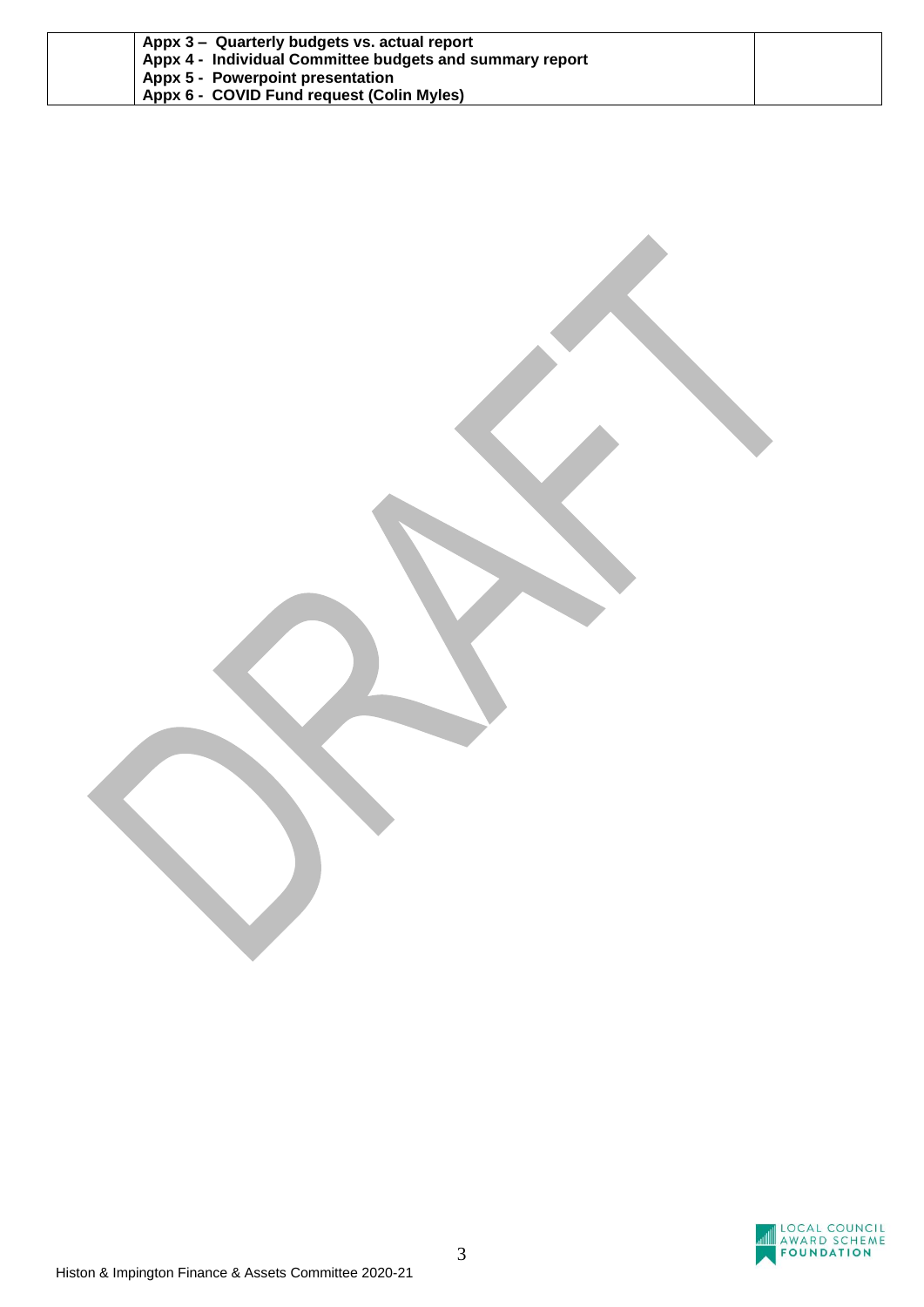| | | |
|---|---|---|
| | **Appx 3 – Quarterly budgets vs. actual report**<br>**Appx 4 - Individual Committee budgets and summary report**<br>**Appx 5 - Powerpoint presentation**<br>**Appx 6 - COVID Fund request (Colin Myles)** | |

DRAFT